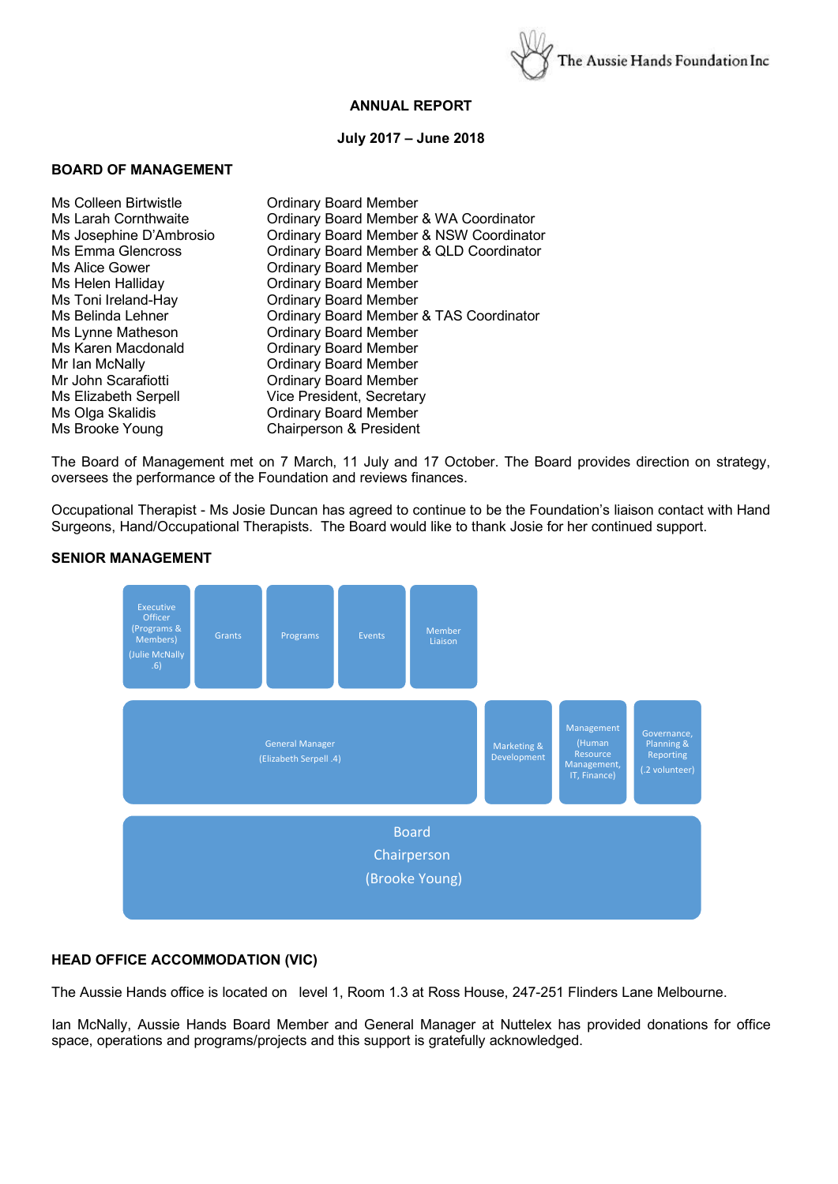The Aussie Hands Foundation Inc

# ANNUAL REPORT

## July 2017 – June 2018

### BOARD OF MANAGEMENT

| | |
|---|---|
| Ms Colleen Birtwistle | Ordinary Board Member |
| Ms Larah Cornthwaite | Ordinary Board Member & WA Coordinator |
| Ms Josephine D'Ambrosio | Ordinary Board Member & NSW Coordinator |
| Ms Emma Glencross | Ordinary Board Member & QLD Coordinator |
| Ms Alice Gower | Ordinary Board Member |
| Ms Helen Halliday | Ordinary Board Member |
| Ms Toni Ireland-Hay | Ordinary Board Member |
| Ms Belinda Lehner | Ordinary Board Member & TAS Coordinator |
| Ms Lynne Matheson | Ordinary Board Member |
| Ms Karen Macdonald | Ordinary Board Member |
| Mr Ian McNally | Ordinary Board Member |
| Mr John Scarafiotti | Ordinary Board Member |
| Ms Elizabeth Serpell | Vice President, Secretary |
| Ms Olga Skalidis | Ordinary Board Member |
| Ms Brooke Young | Chairperson & President |

The Board of Management met on 7 March, 11 July and 17 October. The Board provides direction on strategy, oversees the performance of the Foundation and reviews finances.

Occupational Therapist - Ms Josie Duncan has agreed to continue to be the Foundation's liaison contact with Hand Surgeons, Hand/Occupational Therapists. The Board would like to thank Josie for her continued support.

### SENIOR MANAGEMENT

| | | | | | | |
|---|---|---|---|---|---|---|
| Executive Officer (Programs & Members) (Julie McNally .6) | Grants | Programs | Events | Member Liaison | | |
| General Manager (Elizabeth Serpell .4) | | | | Marketing & Development | Management (Human Resource Management, IT, Finance) | Governance, Planning & Reporting (.2 volunteer) |
| Board Chairperson (Brooke Young) | | | | | | |

### HEAD OFFICE ACCOMMODATION (VIC)

The Aussie Hands office is located on level 1, Room 1.3 at Ross House, 247-251 Flinders Lane Melbourne.

Ian McNally, Aussie Hands Board Member and General Manager at Nuttelex has provided donations for office space, operations and programs/projects and this support is gratefully acknowledged.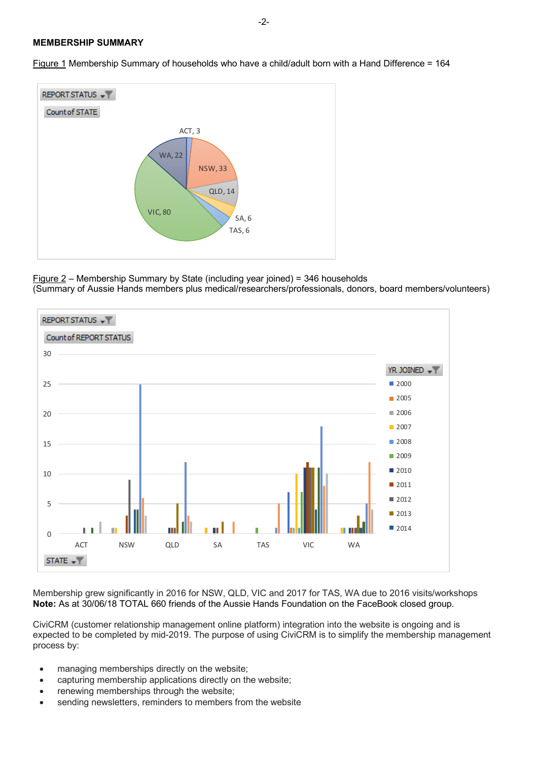**MEMBERSHIP SUMMARY**

Figure 1 Membership Summary of households who have a child/adult born with a Hand Difference = 164

Figure 2 – Membership Summary by State (including year joined) = 346 households
(Summary of Aussie Hands members plus medical/researchers/professionals, donors, board members/volunteers)

Membership grew significantly in 2016 for NSW, QLD, VIC and 2017 for TAS, WA due to 2016 visits/workshops
**Note:** As at 30/06/18 TOTAL 660 friends of the Aussie Hands Foundation on the FaceBook closed group.

CiviCRM (customer relationship management online platform) integration into the website is ongoing and is expected to be completed by mid-2019. The purpose of using CiviCRM is to simplify the membership management process by:

- managing memberships directly on the website;
- capturing membership applications directly on the website;
- renewing memberships through the website;
- sending newsletters, reminders to members from the website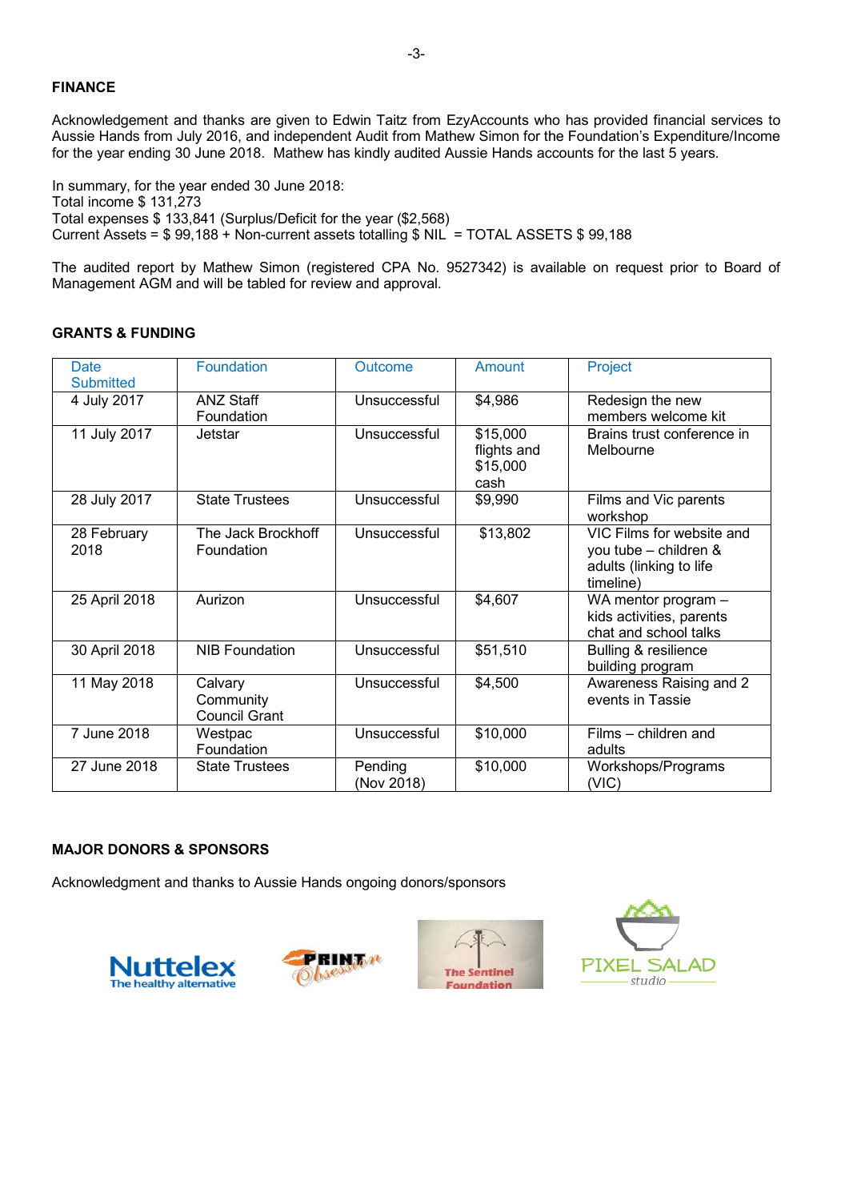## FINANCE

Acknowledgement and thanks are given to Edwin Taitz from EzyAccounts who has provided financial services to Aussie Hands from July 2016, and independent Audit from Mathew Simon for the Foundation's Expenditure/Income for the year ending 30 June 2018. Mathew has kindly audited Aussie Hands accounts for the last 5 years.

In summary, for the year ended 30 June 2018:
Total income $ 131,273
Total expenses $ 133,841 (Surplus/Deficit for the year ($2,568)
Current Assets = $ 99,188 + Non-current assets totalling $ NIL = TOTAL ASSETS $ 99,188

The audited report by Mathew Simon (registered CPA No. 9527342) is available on request prior to Board of Management AGM and will be tabled for review and approval.

## GRANTS & FUNDING

| Date Submitted | Foundation | Outcome | Amount | Project |
|---|---|---|---|---|
| 4 July 2017 | ANZ Staff Foundation | Unsuccessful | $4,986 | Redesign the new members welcome kit |
| 11 July 2017 | Jetstar | Unsuccessful | $15,000 flights and $15,000 cash | Brains trust conference in Melbourne |
| 28 July 2017 | State Trustees | Unsuccessful | $9,990 | Films and Vic parents workshop |
| 28 February 2018 | The Jack Brockhoff Foundation | Unsuccessful | $13,802 | VIC Films for website and you tube – children & adults (linking to life timeline) |
| 25 April 2018 | Aurizon | Unsuccessful | $4,607 | WA mentor program – kids activities, parents chat and school talks |
| 30 April 2018 | NIB Foundation | Unsuccessful | $51,510 | Bulling & resilience building program |
| 11 May 2018 | Calvary Community Council Grant | Unsuccessful | $4,500 | Awareness Raising and 2 events in Tassie |
| 7 June 2018 | Westpac Foundation | Unsuccessful | $10,000 | Films – children and adults |
| 27 June 2018 | State Trustees | Pending (Nov 2018) | $10,000 | Workshops/Programs (VIC) |

## MAJOR DONORS & SPONSORS

Acknowledgment and thanks to Aussie Hands ongoing donors/sponsors

Nuttelex The healthy alternative

PRINT Obsession

The Sentinel Foundation

PIXEL SALAD studio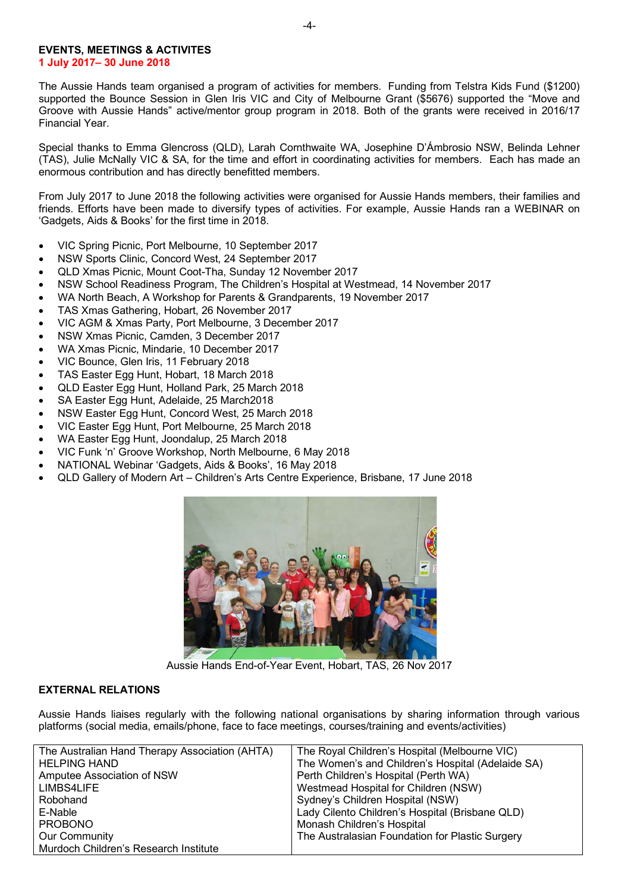**EVENTS, MEETINGS & ACTIVITES**
**1 July 2017– 30 June 2018**

The Aussie Hands team organised a program of activities for members. Funding from Telstra Kids Fund ($1200) supported the Bounce Session in Glen Iris VIC and City of Melbourne Grant ($5676) supported the "Move and Groove with Aussie Hands" active/mentor group program in 2018. Both of the grants were received in 2016/17 Financial Year.

Special thanks to Emma Glencross (QLD), Larah Cornthwaite WA, Josephine D'Ámbrosio NSW, Belinda Lehner (TAS), Julie McNally VIC & SA, for the time and effort in coordinating activities for members. Each has made an enormous contribution and has directly benefitted members.

From July 2017 to June 2018 the following activities were organised for Aussie Hands members, their families and friends. Efforts have been made to diversify types of activities. For example, Aussie Hands ran a WEBINAR on 'Gadgets, Aids & Books' for the first time in 2018.

- VIC Spring Picnic, Port Melbourne, 10 September 2017
- NSW Sports Clinic, Concord West, 24 September 2017
- QLD Xmas Picnic, Mount Coot-Tha, Sunday 12 November 2017
- NSW School Readiness Program, The Children's Hospital at Westmead, 14 November 2017
- WA North Beach, A Workshop for Parents & Grandparents, 19 November 2017
- TAS Xmas Gathering, Hobart, 26 November 2017
- VIC AGM & Xmas Party, Port Melbourne, 3 December 2017
- NSW Xmas Picnic, Camden, 3 December 2017
- WA Xmas Picnic, Mindarie, 10 December 2017
- VIC Bounce, Glen Iris, 11 February 2018
- TAS Easter Egg Hunt, Hobart, 18 March 2018
- QLD Easter Egg Hunt, Holland Park, 25 March 2018
- SA Easter Egg Hunt, Adelaide, 25 March2018
- NSW Easter Egg Hunt, Concord West, 25 March 2018
- VIC Easter Egg Hunt, Port Melbourne, 25 March 2018
- WA Easter Egg Hunt, Joondalup, 25 March 2018
- VIC Funk 'n' Groove Workshop, North Melbourne, 6 May 2018
- NATIONAL Webinar 'Gadgets, Aids & Books', 16 May 2018
- QLD Gallery of Modern Art – Children's Arts Centre Experience, Brisbane, 17 June 2018

Aussie Hands End-of-Year Event, Hobart, TAS, 26 Nov 2017

**EXTERNAL RELATIONS**

Aussie Hands liaises regularly with the following national organisations by sharing information through various platforms (social media, emails/phone, face to face meetings, courses/training and events/activities)

| | |
|---|---|
| The Australian Hand Therapy Association (AHTA) | The Royal Children's Hospital (Melbourne VIC) |
| HELPING HAND | The Women's and Children's Hospital (Adelaide SA) |
| Amputee Association of NSW | Perth Children's Hospital (Perth WA) |
| LIMBS4LIFE | Westmead Hospital for Children (NSW) |
| Robohand | Sydney's Children Hospital (NSW) |
| E-Nable | Lady Cilento Children's Hospital (Brisbane QLD) |
| PROBONO | Monash Children's Hospital |
| Our Community | The Australasian Foundation for Plastic Surgery |
| Murdoch Children's Research Institute | |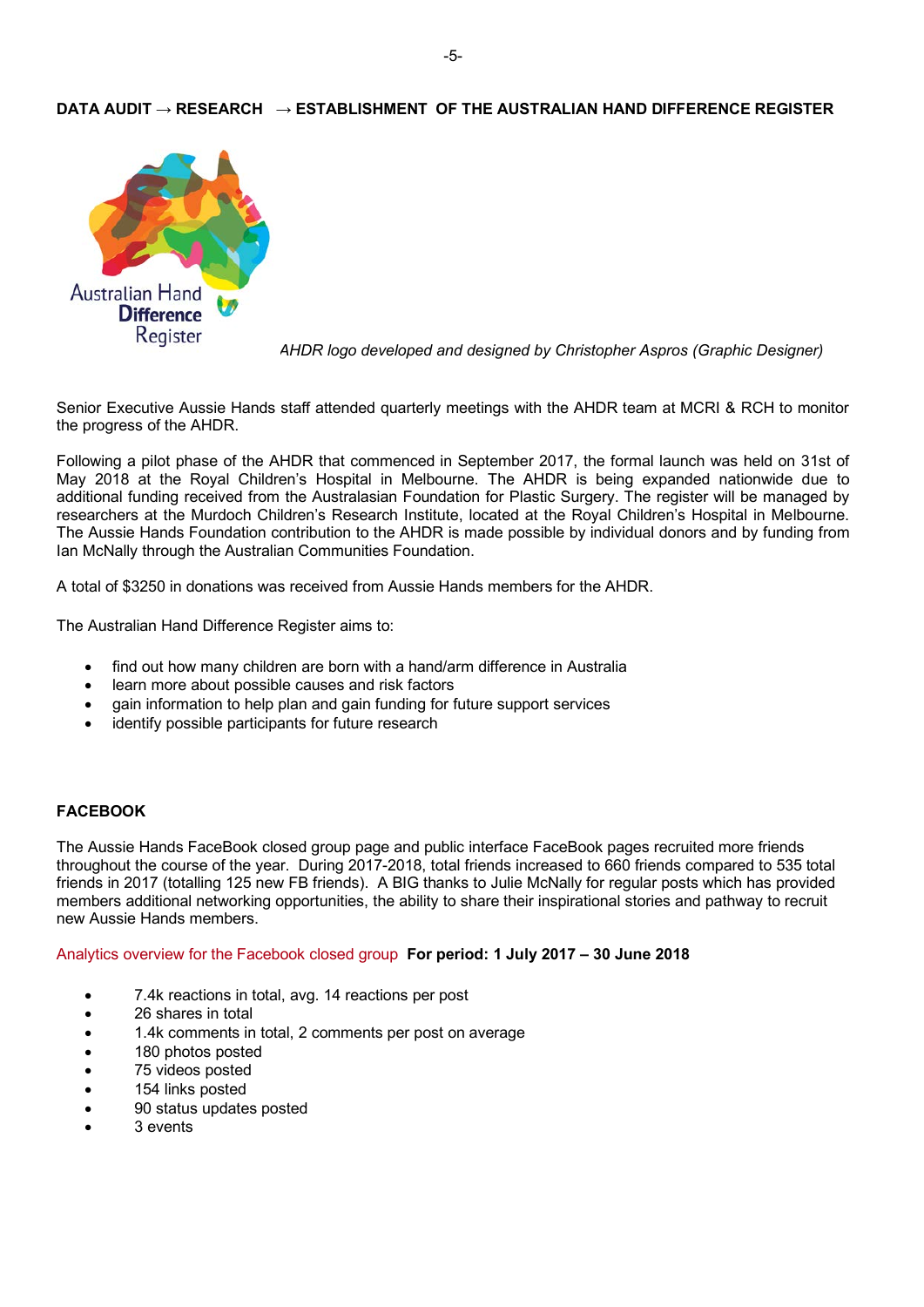## DATA AUDIT → RESEARCH → ESTABLISHMENT OF THE AUSTRALIAN HAND DIFFERENCE REGISTER

Australian Hand Difference Register

*AHDR logo developed and designed by Christopher Aspros (Graphic Designer)*

Senior Executive Aussie Hands staff attended quarterly meetings with the AHDR team at MCRI & RCH to monitor the progress of the AHDR.

Following a pilot phase of the AHDR that commenced in September 2017, the formal launch was held on 31st of May 2018 at the Royal Children's Hospital in Melbourne. The AHDR is being expanded nationwide due to additional funding received from the Australasian Foundation for Plastic Surgery. The register will be managed by researchers at the Murdoch Children's Research Institute, located at the Royal Children's Hospital in Melbourne. The Aussie Hands Foundation contribution to the AHDR is made possible by individual donors and by funding from Ian McNally through the Australian Communities Foundation.

A total of $3250 in donations was received from Aussie Hands members for the AHDR.

The Australian Hand Difference Register aims to:

- find out how many children are born with a hand/arm difference in Australia
- learn more about possible causes and risk factors
- gain information to help plan and gain funding for future support services
- identify possible participants for future research

## FACEBOOK

The Aussie Hands FaceBook closed group page and public interface FaceBook pages recruited more friends throughout the course of the year. During 2017-2018, total friends increased to 660 friends compared to 535 total friends in 2017 (totalling 125 new FB friends). A BIG thanks to Julie McNally for regular posts which has provided members additional networking opportunities, the ability to share their inspirational stories and pathway to recruit new Aussie Hands members.

Analytics overview for the Facebook closed group **For period: 1 July 2017 – 30 June 2018**

- 7.4k reactions in total, avg. 14 reactions per post
- 26 shares in total
- 1.4k comments in total, 2 comments per post on average
- 180 photos posted
- 75 videos posted
- 154 links posted
- 90 status updates posted
- 3 events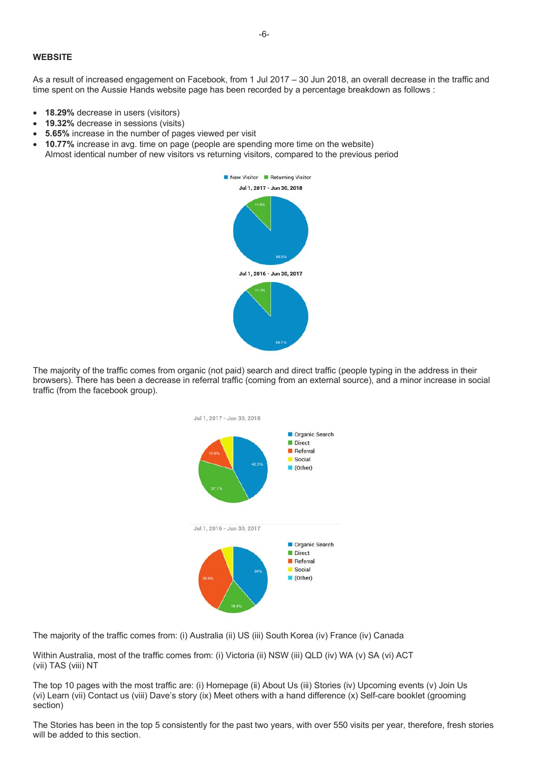## WEBSITE

As a result of increased engagement on Facebook, from 1 Jul 2017 – 30 Jun 2018, an overall decrease in the traffic and time spent on the Aussie Hands website page has been recorded by a percentage breakdown as follows :

- **18.29%** decrease in users (visitors)
- **19.32%** decrease in sessions (visits)
- **5.65%** increase in the number of pages viewed per visit
- **10.77%** increase in avg. time on page (people are spending more time on the website)
  Almost identical number of new visitors vs returning visitors, compared to the previous period

New Visitor | Returning Visitor

Jul 1, 2017 - Jun 30, 2018

11.6% | 88.5%

Jul 1, 2016 - Jun 30, 2017

11.3% | 88.7%

The majority of the traffic comes from organic (not paid) search and direct traffic (people typing in the address in their browsers). There has been a decrease in referral traffic (coming from an external source), and a minor increase in social traffic (from the facebook group).

Jul 1, 2017 - Jun 30, 2018

Organic Search, Direct, Referral, Social, (Other)

42.5% | 37.1% | 13.9%

Jul 1, 2016 - Jun 30, 2017

Organic Search, Direct, Referral, Social, (Other)

39% | 18.4% | 36.9%

The majority of the traffic comes from: (i) Australia (ii) US (iii) South Korea (iv) France (iv) Canada

Within Australia, most of the traffic comes from: (i) Victoria (ii) NSW (iii) QLD (iv) WA (v) SA (vi) ACT (vii) TAS (viii) NT

The top 10 pages with the most traffic are: (i) Homepage (ii) About Us (iii) Stories (iv) Upcoming events (v) Join Us (vi) Learn (vii) Contact us (viii) Dave's story (ix) Meet others with a hand difference (x) Self-care booklet (grooming section)

The Stories has been in the top 5 consistently for the past two years, with over 550 visits per year, therefore, fresh stories will be added to this section.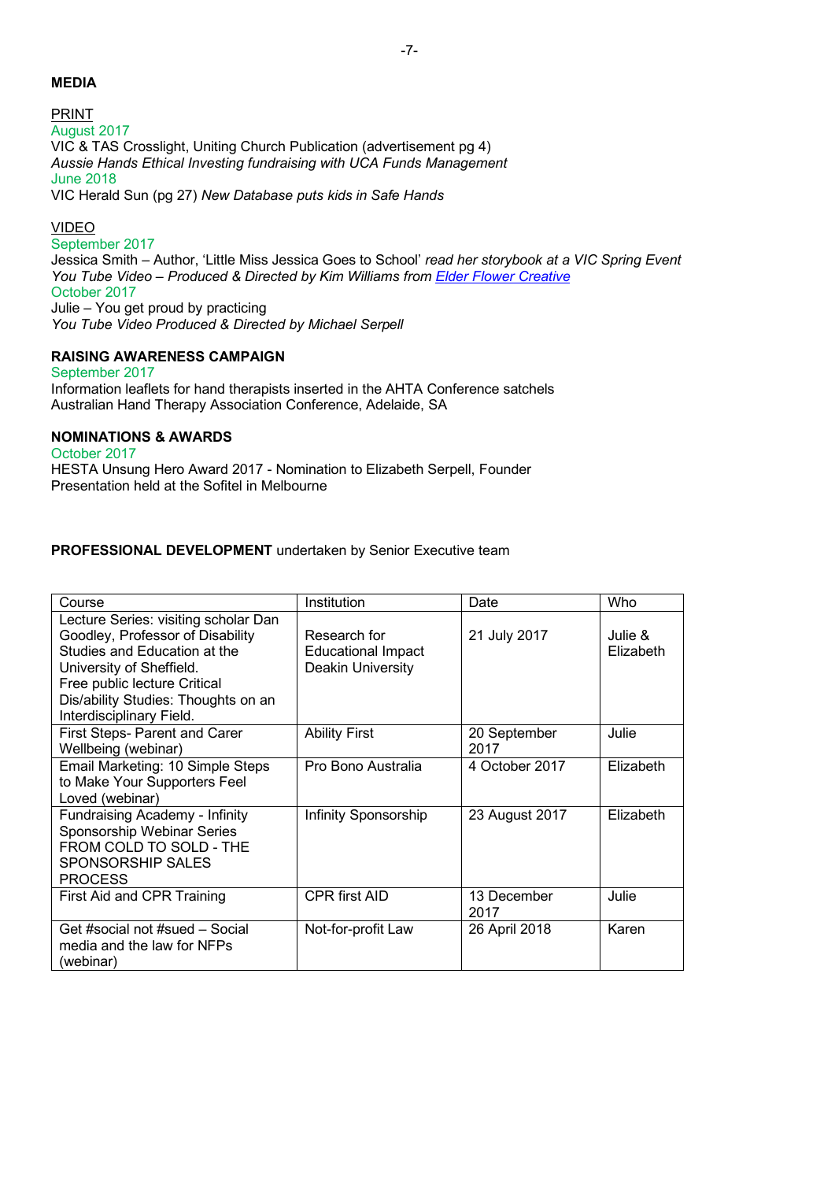## MEDIA

PRINT

August 2017

VIC & TAS Crosslight, Uniting Church Publication (advertisement pg 4)

*Aussie Hands Ethical Investing fundraising with UCA Funds Management*

June 2018

VIC Herald Sun (pg 27) *New Database puts kids in Safe Hands*

VIDEO

September 2017

Jessica Smith – Author, 'Little Miss Jessica Goes to School' *read her storybook at a VIC Spring Event*

*You Tube Video – Produced & Directed by Kim Williams from* Elder Flower Creative

October 2017

Julie – You get proud by practicing

*You Tube Video Produced & Directed by Michael Serpell*

## RAISING AWARENESS CAMPAIGN

September 2017

Information leaflets for hand therapists inserted in the AHTA Conference satchels

Australian Hand Therapy Association Conference, Adelaide, SA

## NOMINATIONS & AWARDS

October 2017

HESTA Unsung Hero Award 2017 - Nomination to Elizabeth Serpell, Founder

Presentation held at the Sofitel in Melbourne

**PROFESSIONAL DEVELOPMENT** undertaken by Senior Executive team

| Course | Institution | Date | Who |
|---|---|---|---|
| Lecture Series: visiting scholar Dan Goodley, Professor of Disability Studies and Education at the University of Sheffield. Free public lecture Critical Dis/ability Studies: Thoughts on an Interdisciplinary Field. | Research for Educational Impact Deakin University | 21 July 2017 | Julie & Elizabeth |
| First Steps- Parent and Carer Wellbeing (webinar) | Ability First | 20 September 2017 | Julie |
| Email Marketing: 10 Simple Steps to Make Your Supporters Feel Loved (webinar) | Pro Bono Australia | 4 October 2017 | Elizabeth |
| Fundraising Academy - Infinity Sponsorship Webinar Series FROM COLD TO SOLD - THE SPONSORSHIP SALES PROCESS | Infinity Sponsorship | 23 August 2017 | Elizabeth |
| First Aid and CPR Training | CPR first AID | 13 December 2017 | Julie |
| Get #social not #sued – Social media and the law for NFPs (webinar) | Not-for-profit Law | 26 April 2018 | Karen |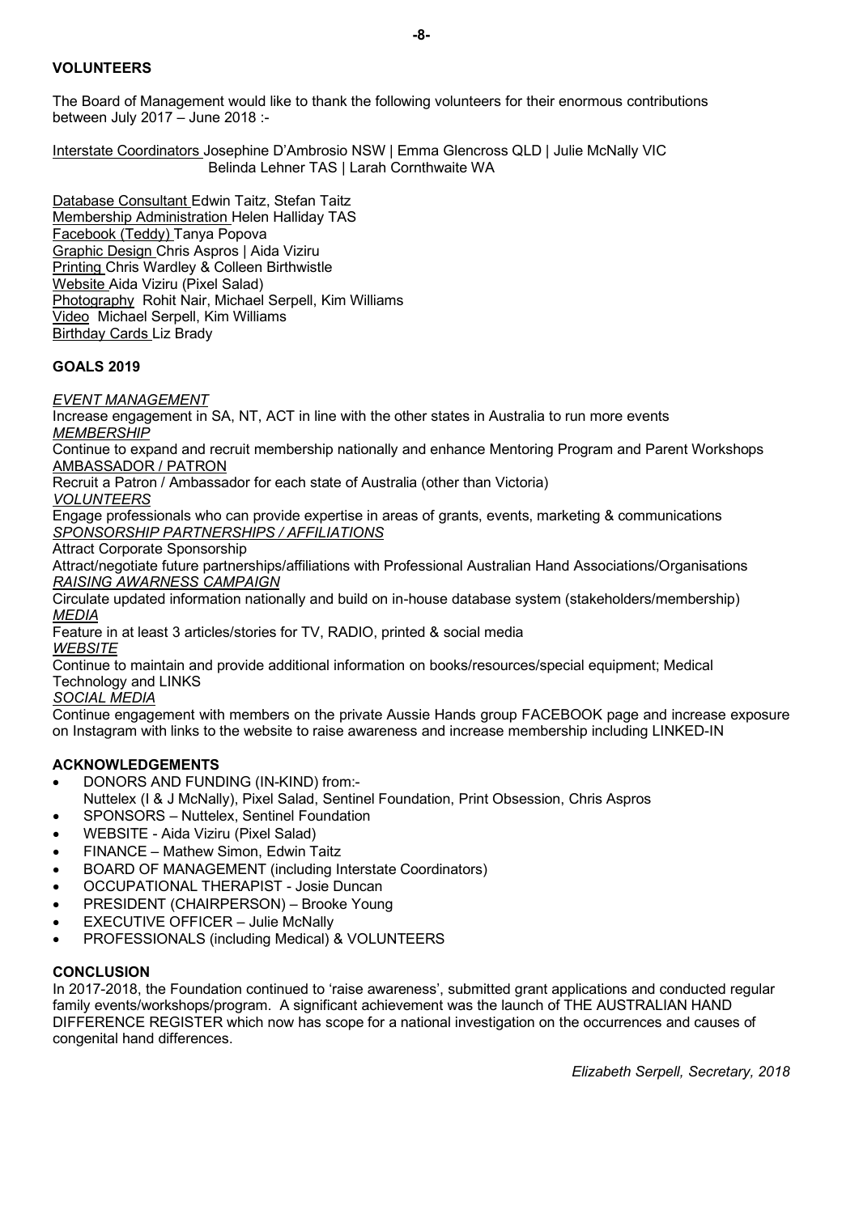## VOLUNTEERS

The Board of Management would like to thank the following volunteers for their enormous contributions between July 2017 – June 2018 :-

Interstate Coordinators Josephine D'Ambrosio NSW | Emma Glencross QLD | Julie McNally VIC
Belinda Lehner TAS | Larah Cornthwaite WA

Database Consultant Edwin Taitz, Stefan Taitz
Membership Administration Helen Halliday TAS
Facebook (Teddy) Tanya Popova
Graphic Design Chris Aspros | Aida Viziru
Printing Chris Wardley & Colleen Birthwistle
Website Aida Viziru (Pixel Salad)
Photography Rohit Nair, Michael Serpell, Kim Williams
Video Michael Serpell, Kim Williams
Birthday Cards Liz Brady

## GOALS 2019

*EVENT MANAGEMENT*
Increase engagement in SA, NT, ACT in line with the other states in Australia to run more events
*MEMBERSHIP*
Continue to expand and recruit membership nationally and enhance Mentoring Program and Parent Workshops
AMBASSADOR / PATRON
Recruit a Patron / Ambassador for each state of Australia (other than Victoria)
*VOLUNTEERS*
Engage professionals who can provide expertise in areas of grants, events, marketing & communications
*SPONSORSHIP PARTNERSHIPS / AFFILIATIONS*
Attract Corporate Sponsorship
Attract/negotiate future partnerships/affiliations with Professional Australian Hand Associations/Organisations
*RAISING AWARNESS CAMPAIGN*
Circulate updated information nationally and build on in-house database system (stakeholders/membership)
*MEDIA*
Feature in at least 3 articles/stories for TV, RADIO, printed & social media
*WEBSITE*
Continue to maintain and provide additional information on books/resources/special equipment; Medical Technology and LINKS
*SOCIAL MEDIA*
Continue engagement with members on the private Aussie Hands group FACEBOOK page and increase exposure on Instagram with links to the website to raise awareness and increase membership including LINKED-IN

## ACKNOWLEDGEMENTS

- DONORS AND FUNDING (IN-KIND) from:-
  Nuttelex (I & J McNally), Pixel Salad, Sentinel Foundation, Print Obsession, Chris Aspros
- SPONSORS – Nuttelex, Sentinel Foundation
- WEBSITE - Aida Viziru (Pixel Salad)
- FINANCE – Mathew Simon, Edwin Taitz
- BOARD OF MANAGEMENT (including Interstate Coordinators)
- OCCUPATIONAL THERAPIST - Josie Duncan
- PRESIDENT (CHAIRPERSON) – Brooke Young
- EXECUTIVE OFFICER – Julie McNally
- PROFESSIONALS (including Medical) & VOLUNTEERS

## CONCLUSION

In 2017-2018, the Foundation continued to 'raise awareness', submitted grant applications and conducted regular family events/workshops/program. A significant achievement was the launch of THE AUSTRALIAN HAND DIFFERENCE REGISTER which now has scope for a national investigation on the occurrences and causes of congenital hand differences.

*Elizabeth Serpell, Secretary, 2018*